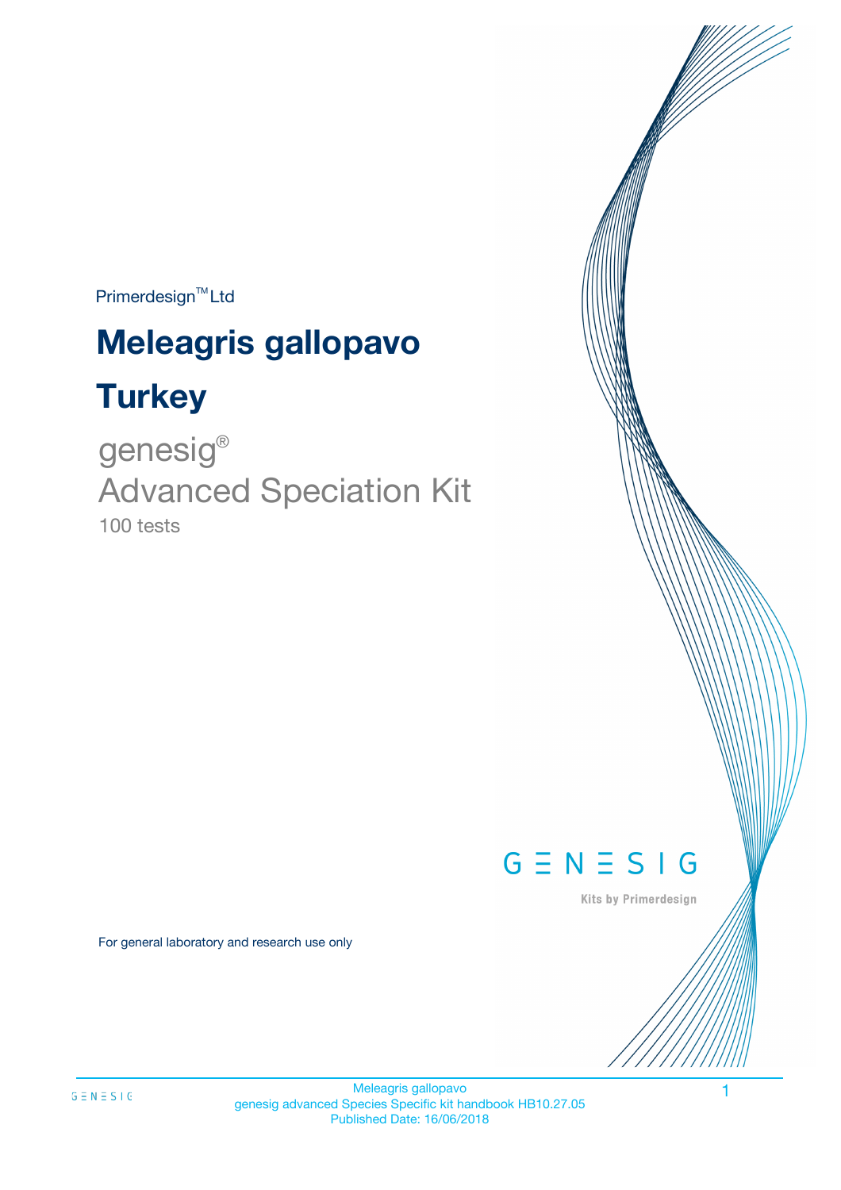Primerdesign™ Ltd

# Meleagris gallopavo

# Turkey

genesig®

Advanced Speciation Kit

100 tests

GENESIG

Kits by Primerdesign

For general laboratory and research use only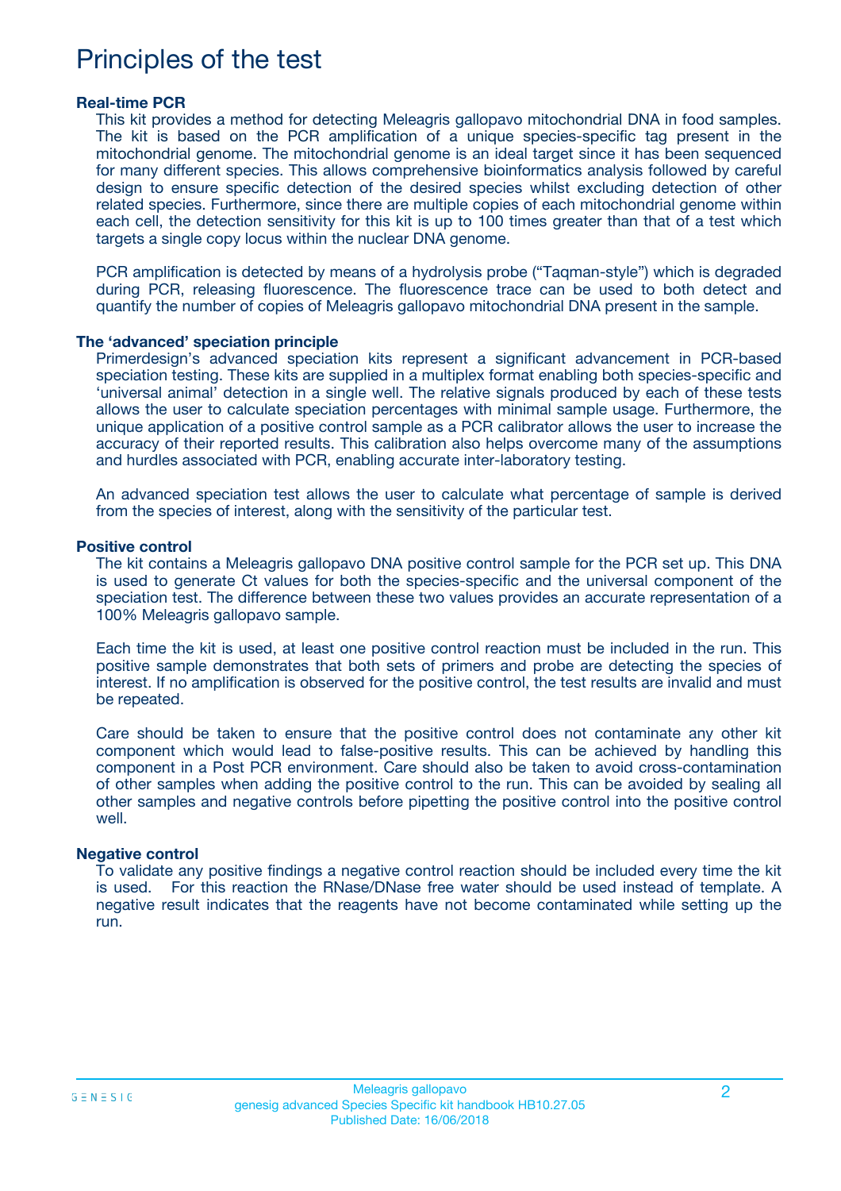# Principles of the test

### Real-time PCR

This kit provides a method for detecting Meleagris gallopavo mitochondrial DNA in food samples. The kit is based on the PCR amplification of a unique species-specific tag present in the mitochondrial genome. The mitochondrial genome is an ideal target since it has been sequenced for many different species. This allows comprehensive bioinformatics analysis followed by careful design to ensure specific detection of the desired species whilst excluding detection of other related species. Furthermore, since there are multiple copies of each mitochondrial genome within each cell, the detection sensitivity for this kit is up to 100 times greater than that of a test which targets a single copy locus within the nuclear DNA genome.

PCR amplification is detected by means of a hydrolysis probe ("Taqman-style") which is degraded during PCR, releasing fluorescence. The fluorescence trace can be used to both detect and quantify the number of copies of Meleagris gallopavo mitochondrial DNA present in the sample.

### The 'advanced' speciation principle

Primerdesign's advanced speciation kits represent a significant advancement in PCR-based speciation testing. These kits are supplied in a multiplex format enabling both species-specific and 'universal animal' detection in a single well. The relative signals produced by each of these tests allows the user to calculate speciation percentages with minimal sample usage. Furthermore, the unique application of a positive control sample as a PCR calibrator allows the user to increase the accuracy of their reported results. This calibration also helps overcome many of the assumptions and hurdles associated with PCR, enabling accurate inter-laboratory testing.

An advanced speciation test allows the user to calculate what percentage of sample is derived from the species of interest, along with the sensitivity of the particular test.

### Positive control

The kit contains a Meleagris gallopavo DNA positive control sample for the PCR set up. This DNA is used to generate Ct values for both the species-specific and the universal component of the speciation test. The difference between these two values provides an accurate representation of a 100% Meleagris gallopavo sample.

Each time the kit is used, at least one positive control reaction must be included in the run. This positive sample demonstrates that both sets of primers and probe are detecting the species of interest. If no amplification is observed for the positive control, the test results are invalid and must be repeated.

Care should be taken to ensure that the positive control does not contaminate any other kit component which would lead to false-positive results. This can be achieved by handling this component in a Post PCR environment. Care should also be taken to avoid cross-contamination of other samples when adding the positive control to the run. This can be avoided by sealing all other samples and negative controls before pipetting the positive control into the positive control well.

### Negative control

To validate any positive findings a negative control reaction should be included every time the kit is used. For this reaction the RNase/DNase free water should be used instead of template. A negative result indicates that the reagents have not become contaminated while setting up the run.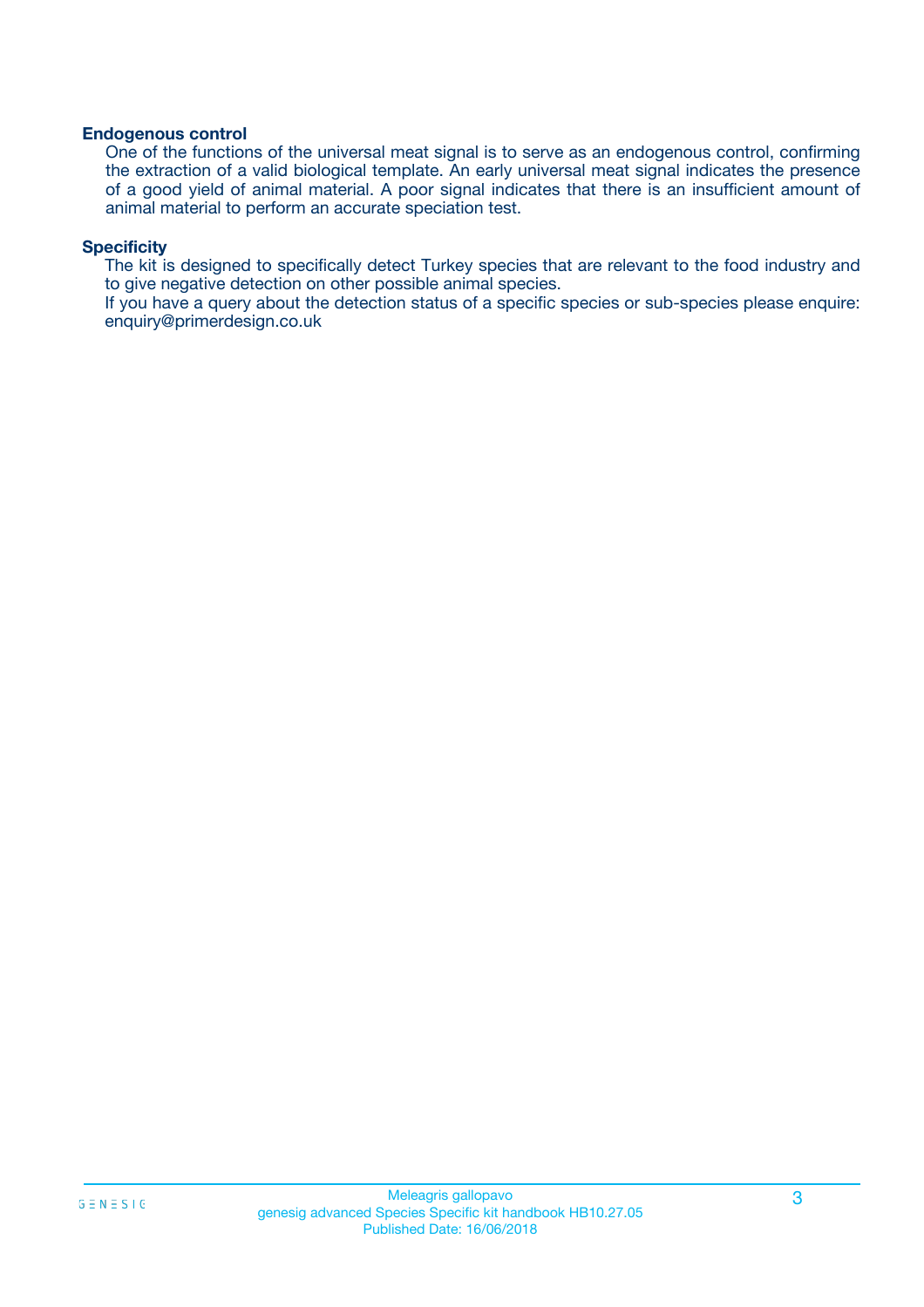### Endogenous control

One of the functions of the universal meat signal is to serve as an endogenous control, confirming the extraction of a valid biological template. An early universal meat signal indicates the presence of a good yield of animal material. A poor signal indicates that there is an insufficient amount of animal material to perform an accurate speciation test.

### Specificity

The kit is designed to specifically detect Turkey species that are relevant to the food industry and to give negative detection on other possible animal species.

If you have a query about the detection status of a specific species or sub-species please enquire: enquiry@primerdesign.co.uk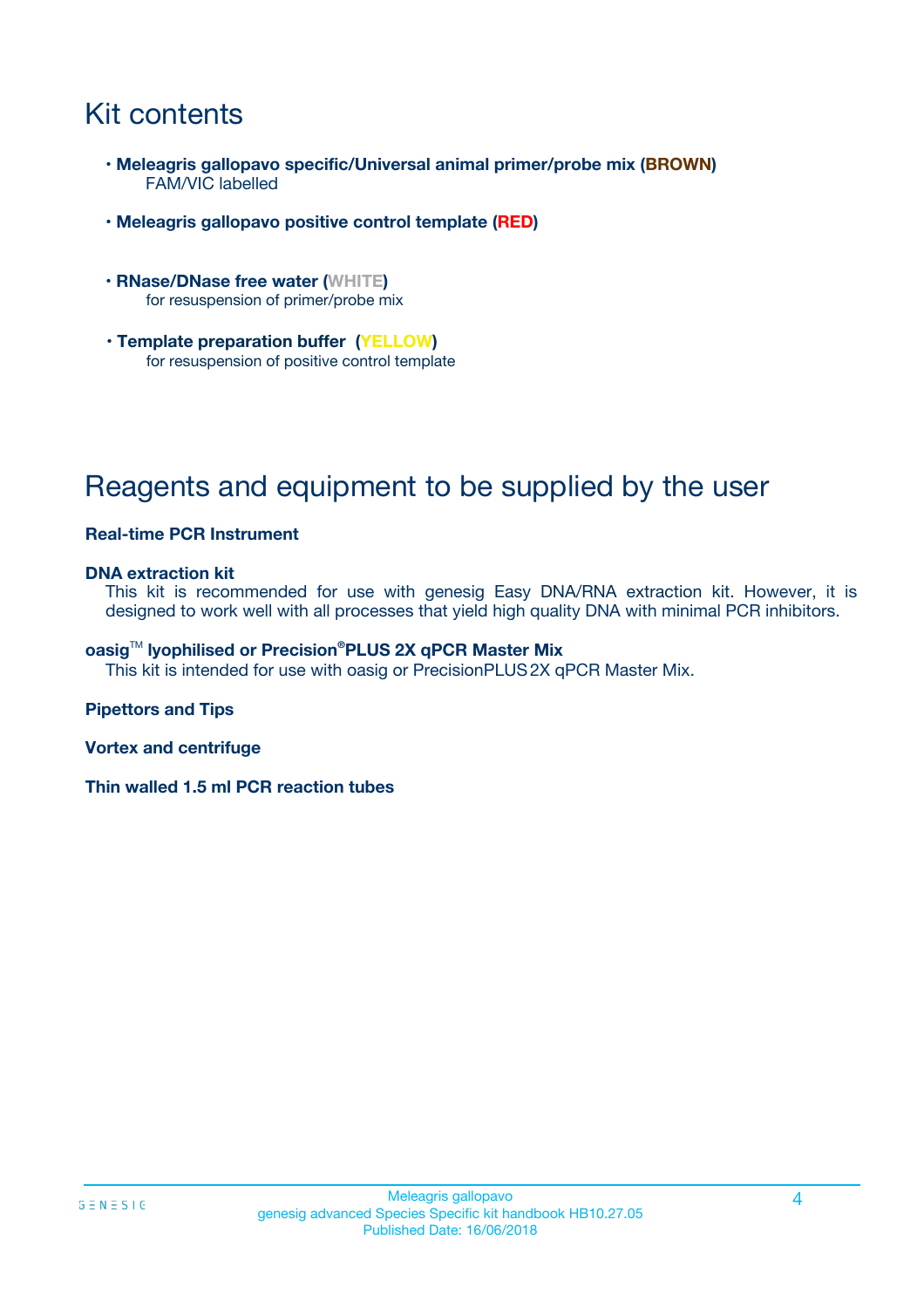# Kit contents

- **Meleagris gallopavo specific/Universal animal primer/probe mix (BROWN)**
  FAM/VIC labelled
- **Meleagris gallopavo positive control template (RED)**
- **RNase/DNase free water (WHITE)**
  for resuspension of primer/probe mix
- **Template preparation buffer (YELLOW)**
  for resuspension of positive control template

# Reagents and equipment to be supplied by the user

**Real-time PCR Instrument**

**DNA extraction kit**
This kit is recommended for use with genesig Easy DNA/RNA extraction kit. However, it is designed to work well with all processes that yield high quality DNA with minimal PCR inhibitors.

**oasig™ lyophilised or Precision®PLUS 2X qPCR Master Mix**
This kit is intended for use with oasig or PrecisionPLUS 2X qPCR Master Mix.

**Pipettors and Tips**

**Vortex and centrifuge**

**Thin walled 1.5 ml PCR reaction tubes**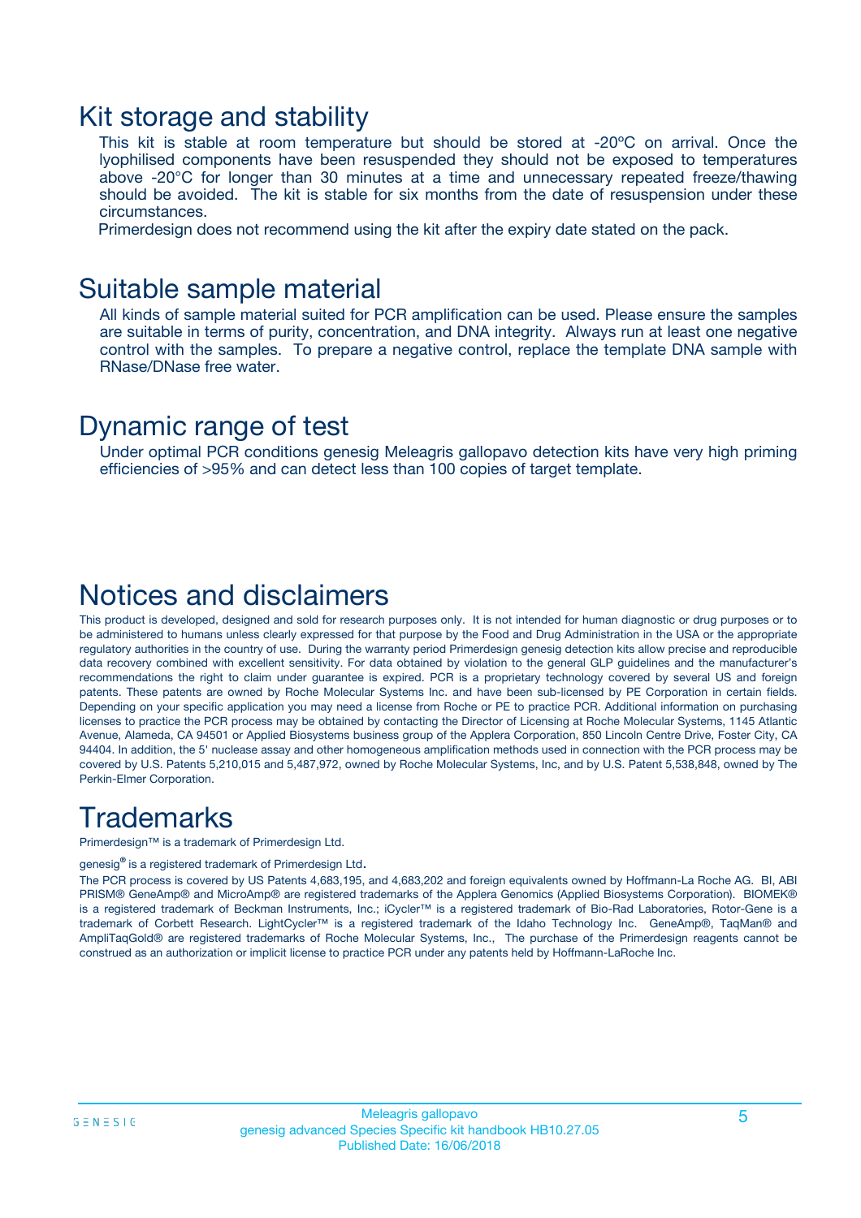## Kit storage and stability

This kit is stable at room temperature but should be stored at -20ºC on arrival. Once the lyophilised components have been resuspended they should not be exposed to temperatures above -20°C for longer than 30 minutes at a time and unnecessary repeated freeze/thawing should be avoided. The kit is stable for six months from the date of resuspension under these circumstances.

Primerdesign does not recommend using the kit after the expiry date stated on the pack.

## Suitable sample material

All kinds of sample material suited for PCR amplification can be used. Please ensure the samples are suitable in terms of purity, concentration, and DNA integrity. Always run at least one negative control with the samples. To prepare a negative control, replace the template DNA sample with RNase/DNase free water.

## Dynamic range of test

Under optimal PCR conditions genesig Meleagris gallopavo detection kits have very high priming efficiencies of >95% and can detect less than 100 copies of target template.

## Notices and disclaimers

This product is developed, designed and sold for research purposes only. It is not intended for human diagnostic or drug purposes or to be administered to humans unless clearly expressed for that purpose by the Food and Drug Administration in the USA or the appropriate regulatory authorities in the country of use. During the warranty period Primerdesign genesig detection kits allow precise and reproducible data recovery combined with excellent sensitivity. For data obtained by violation to the general GLP guidelines and the manufacturer's recommendations the right to claim under guarantee is expired. PCR is a proprietary technology covered by several US and foreign patents. These patents are owned by Roche Molecular Systems Inc. and have been sub-licensed by PE Corporation in certain fields. Depending on your specific application you may need a license from Roche or PE to practice PCR. Additional information on purchasing licenses to practice the PCR process may be obtained by contacting the Director of Licensing at Roche Molecular Systems, 1145 Atlantic Avenue, Alameda, CA 94501 or Applied Biosystems business group of the Applera Corporation, 850 Lincoln Centre Drive, Foster City, CA 94404. In addition, the 5' nuclease assay and other homogeneous amplification methods used in connection with the PCR process may be covered by U.S. Patents 5,210,015 and 5,487,972, owned by Roche Molecular Systems, Inc, and by U.S. Patent 5,538,848, owned by The Perkin-Elmer Corporation.

## Trademarks

Primerdesign™ is a trademark of Primerdesign Ltd.

genesig® is a registered trademark of Primerdesign Ltd.

The PCR process is covered by US Patents 4,683,195, and 4,683,202 and foreign equivalents owned by Hoffmann-La Roche AG. BI, ABI PRISM® GeneAmp® and MicroAmp® are registered trademarks of the Applera Genomics (Applied Biosystems Corporation). BIOMEK® is a registered trademark of Beckman Instruments, Inc.; iCycler™ is a registered trademark of Bio-Rad Laboratories, Rotor-Gene is a trademark of Corbett Research. LightCycler™ is a registered trademark of the Idaho Technology Inc. GeneAmp®, TaqMan® and AmpliTaqGold® are registered trademarks of Roche Molecular Systems, Inc., The purchase of the Primerdesign reagents cannot be construed as an authorization or implicit license to practice PCR under any patents held by Hoffmann-LaRoche Inc.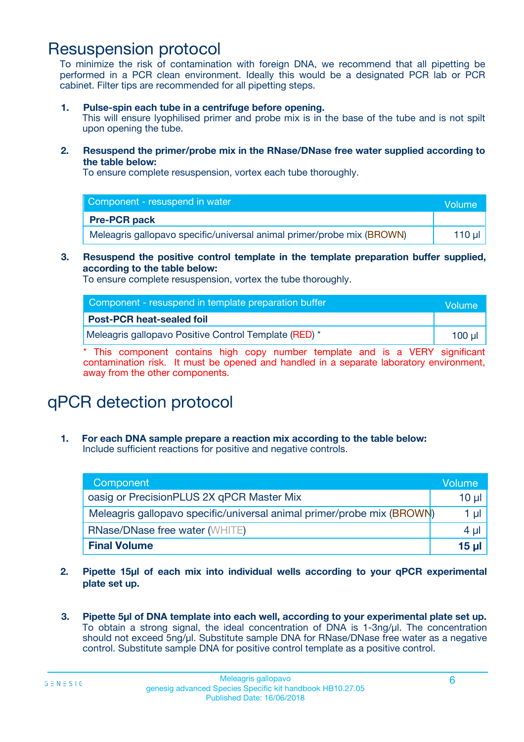# Resuspension protocol

To minimize the risk of contamination with foreign DNA, we recommend that all pipetting be performed in a PCR clean environment. Ideally this would be a designated PCR lab or PCR cabinet. Filter tips are recommended for all pipetting steps.

1. **Pulse-spin each tube in a centrifuge before opening.**
   This will ensure lyophilised primer and probe mix is in the base of the tube and is not spilt upon opening the tube.

2. **Resuspend the primer/probe mix in the RNase/DNase free water supplied according to the table below:**
   To ensure complete resuspension, vortex each tube thoroughly.

| Component - resuspend in water | Volume |
|---|---|
| **Pre-PCR pack** | |
| Meleagris gallopavo specific/universal animal primer/probe mix (BROWN) | 110 µl |

3. **Resuspend the positive control template in the template preparation buffer supplied, according to the table below:**
   To ensure complete resuspension, vortex the tube thoroughly.

| Component - resuspend in template preparation buffer | Volume |
|---|---|
| **Post-PCR heat-sealed foil** | |
| Meleagris gallopavo Positive Control Template (RED) * | 100 µl |

* This component contains high copy number template and is a VERY significant contamination risk. It must be opened and handled in a separate laboratory environment, away from the other components.

# qPCR detection protocol

1. **For each DNA sample prepare a reaction mix according to the table below:**
   Include sufficient reactions for positive and negative controls.

| Component | Volume |
|---|---|
| oasig or PrecisionPLUS 2X qPCR Master Mix | 10 µl |
| Meleagris gallopavo specific/universal animal primer/probe mix (BROWN) | 1 µl |
| RNase/DNase free water (WHITE) | 4 µl |
| **Final Volume** | **15 µl** |

2. **Pipette 15µl of each mix into individual wells according to your qPCR experimental plate set up.**

3. **Pipette 5µl of DNA template into each well, according to your experimental plate set up.**
   To obtain a strong signal, the ideal concentration of DNA is 1-3ng/µl. The concentration should not exceed 5ng/µl. Substitute sample DNA for RNase/DNase free water as a negative control. Substitute sample DNA for positive control template as a positive control.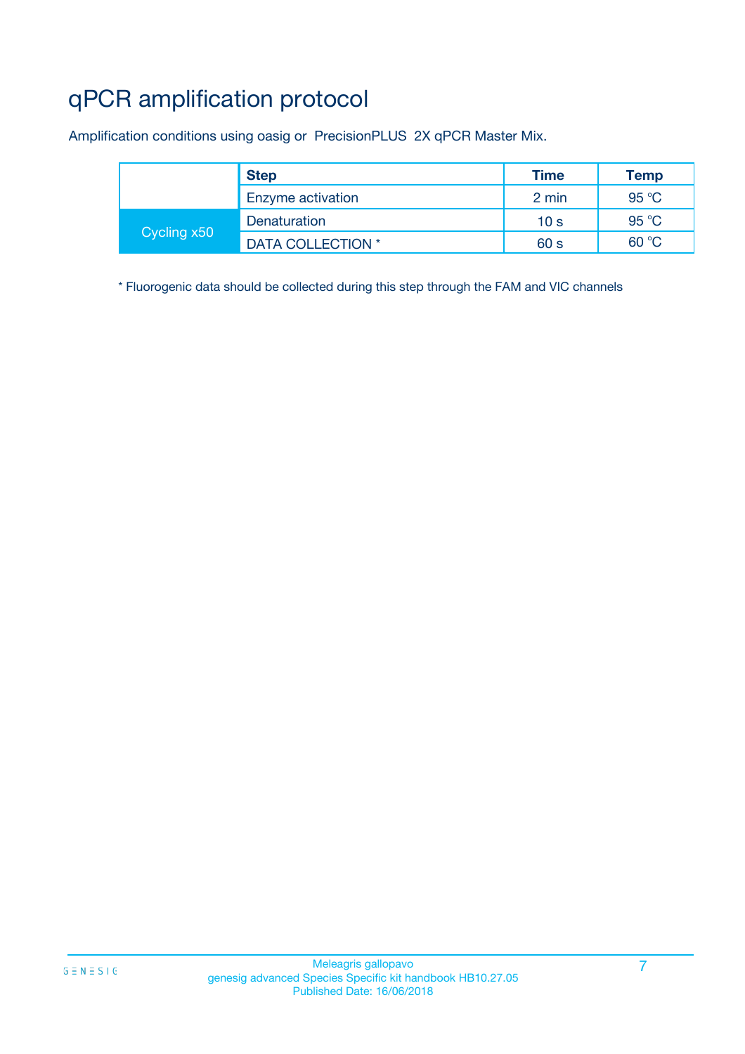# qPCR amplification protocol

Amplification conditions using oasig or PrecisionPLUS 2X qPCR Master Mix.

| | Step | Time | Temp |
|---|---|---|---|
| | Enzyme activation | 2 min | 95 °C |
| Cycling x50 | Denaturation | 10 s | 95 °C |
| | DATA COLLECTION * | 60 s | 60 °C |

* Fluorogenic data should be collected during this step through the FAM and VIC channels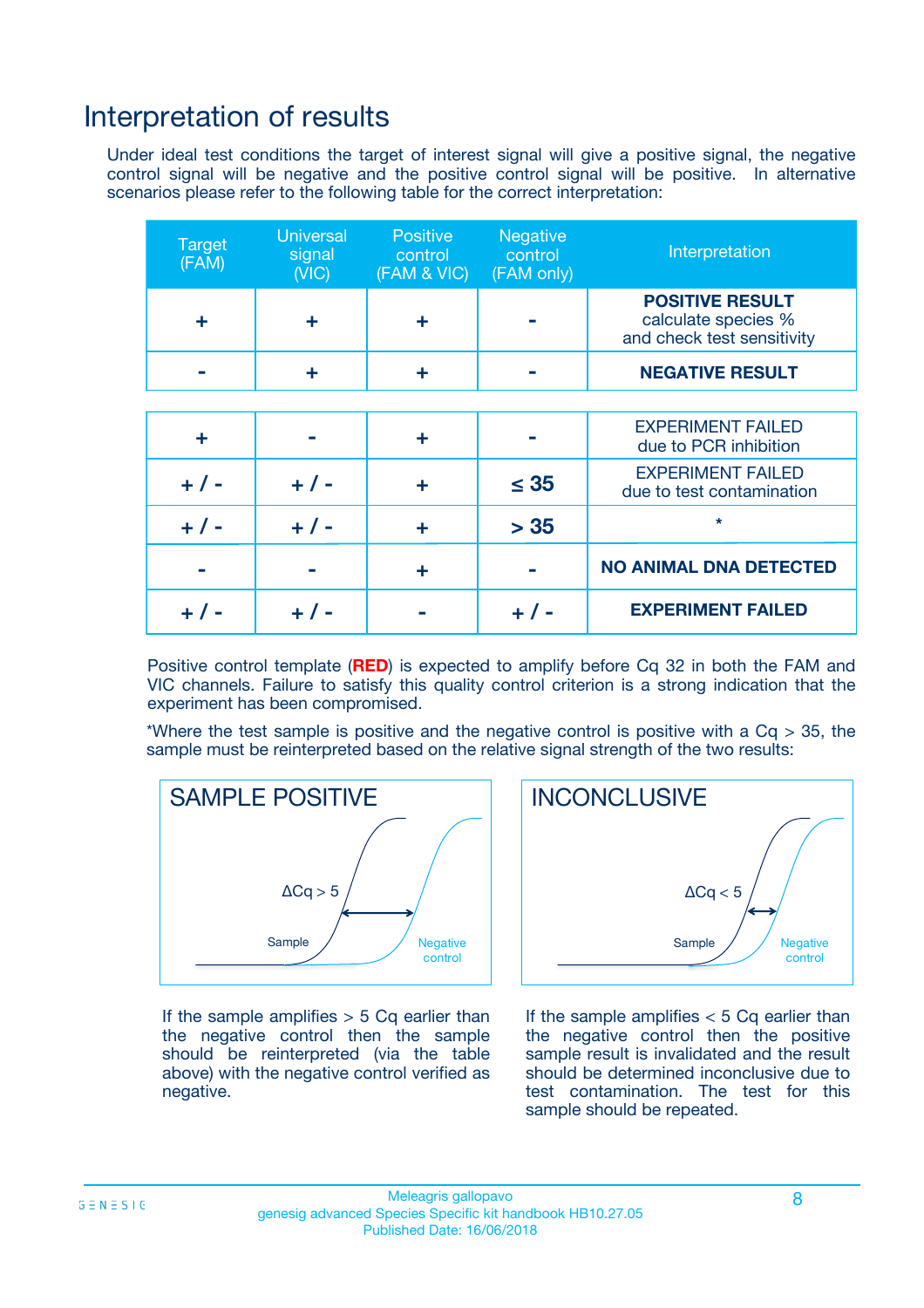# Interpretation of results

Under ideal test conditions the target of interest signal will give a positive signal, the negative control signal will be negative and the positive control signal will be positive. In alternative scenarios please refer to the following table for the correct interpretation:

| Target (FAM) | Universal signal (VIC) | Positive control (FAM & VIC) | Negative control (FAM only) | Interpretation |
|---|---|---|---|---|
| + | + | + | - | **POSITIVE RESULT** calculate species % and check test sensitivity |
| - | + | + | - | **NEGATIVE RESULT** |
| + | - | + | - | EXPERIMENT FAILED due to PCR inhibition |
| + / - | + / - | + | ≤ 35 | EXPERIMENT FAILED due to test contamination |
| + / - | + / - | + | > 35 | * |
| - | - | + | - | **NO ANIMAL DNA DETECTED** |
| + / - | + / - | - | + / - | **EXPERIMENT FAILED** |

Positive control template (**RED**) is expected to amplify before Cq 32 in both the FAM and VIC channels. Failure to satisfy this quality control criterion is a strong indication that the experiment has been compromised.

*Where the test sample is positive and the negative control is positive with a Cq > 35, the sample must be reinterpreted based on the relative signal strength of the two results:

**SAMPLE POSITIVE**

$\Delta Cq > 5$

If the sample amplifies > 5 Cq earlier than the negative control then the sample should be reinterpreted (via the table above) with the negative control verified as negative.

**INCONCLUSIVE**

$\Delta Cq < 5$

If the sample amplifies < 5 Cq earlier than the negative control then the positive sample result is invalidated and the result should be determined inconclusive due to test contamination. The test for this sample should be repeated.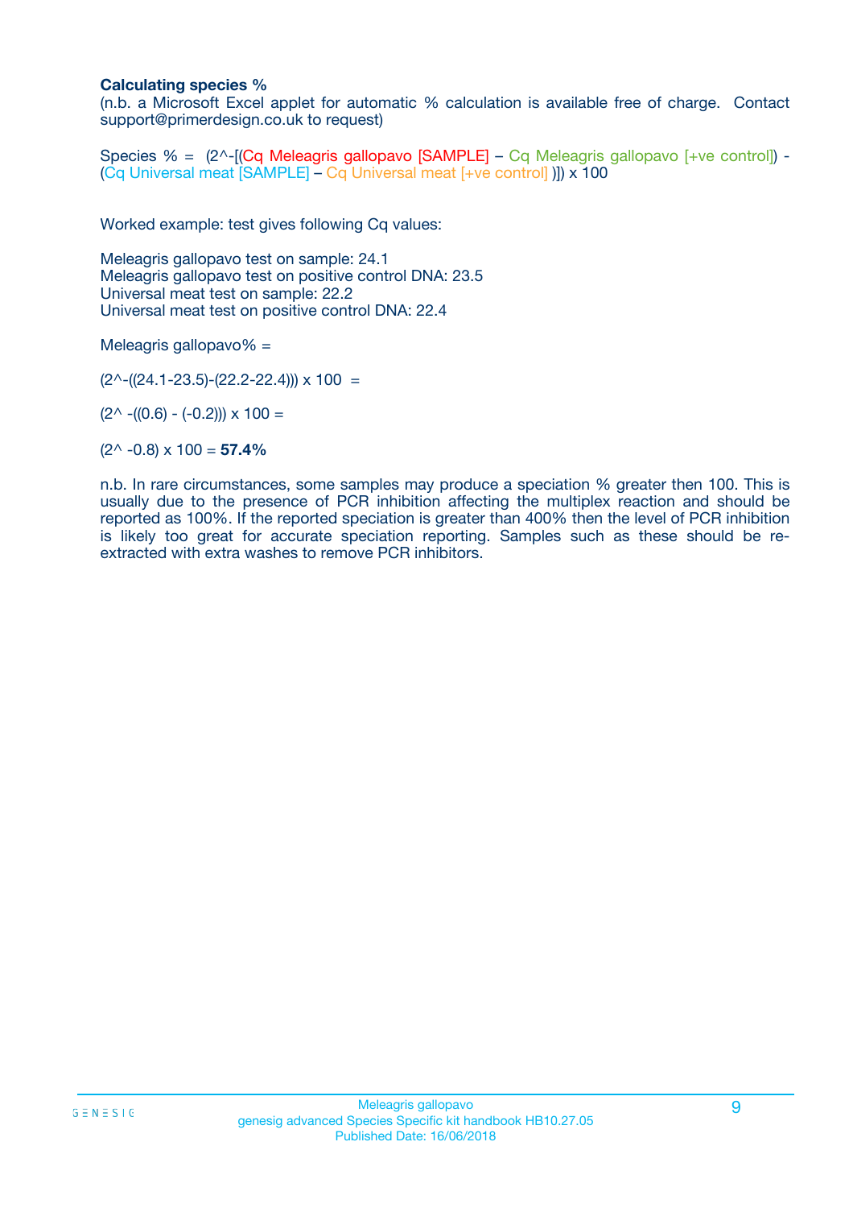### Calculating species %

(n.b. a Microsoft Excel applet for automatic % calculation is available free of charge. Contact support@primerdesign.co.uk to request)

Species % = (2^-[(Cq Meleagris gallopavo [SAMPLE] – Cq Meleagris gallopavo [+ve control]) - (Cq Universal meat [SAMPLE] – Cq Universal meat [+ve control] )]) x 100

Worked example: test gives following Cq values:

Meleagris gallopavo test on sample: 24.1
Meleagris gallopavo test on positive control DNA: 23.5
Universal meat test on sample: 22.2
Universal meat test on positive control DNA: 22.4

Meleagris gallopavo% =

(2^-((24.1-23.5)-(22.2-22.4))) x 100 =

(2^ -((0.6) - (-0.2))) x 100 =

(2^ -0.8) x 100 = **57.4%**

n.b. In rare circumstances, some samples may produce a speciation % greater then 100. This is usually due to the presence of PCR inhibition affecting the multiplex reaction and should be reported as 100%. If the reported speciation is greater than 400% then the level of PCR inhibition is likely too great for accurate speciation reporting. Samples such as these should be re-extracted with extra washes to remove PCR inhibitors.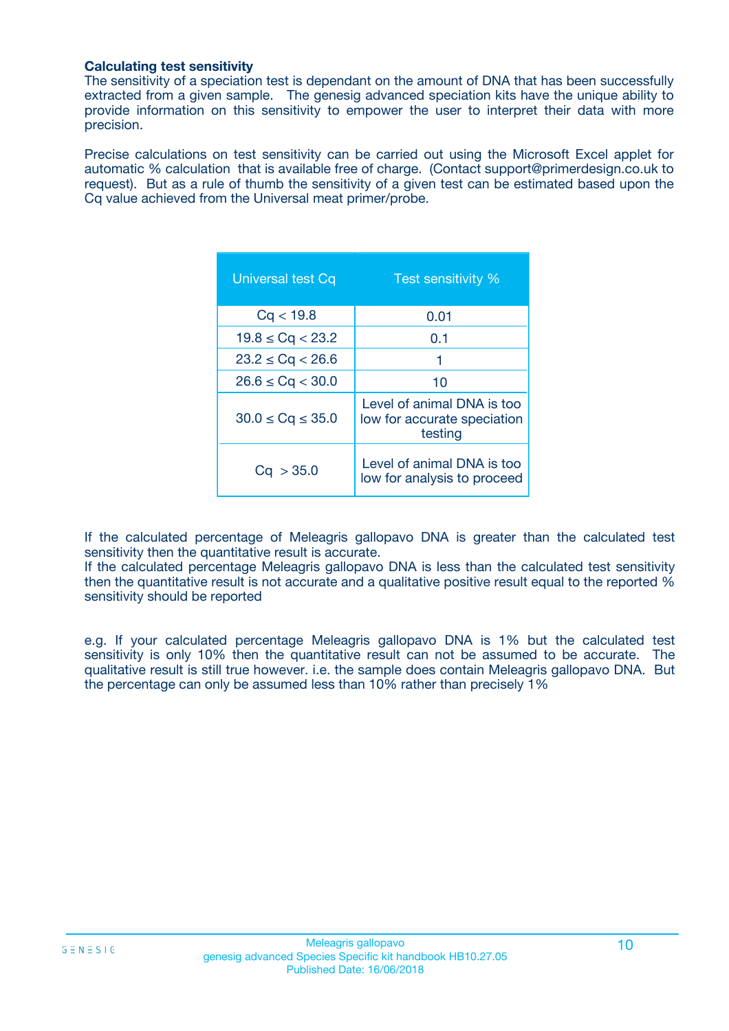**Calculating test sensitivity**

The sensitivity of a speciation test is dependant on the amount of DNA that has been successfully extracted from a given sample. The genesig advanced speciation kits have the unique ability to provide information on this sensitivity to empower the user to interpret their data with more precision.

Precise calculations on test sensitivity can be carried out using the Microsoft Excel applet for automatic % calculation that is available free of charge. (Contact support@primerdesign.co.uk to request). But as a rule of thumb the sensitivity of a given test can be estimated based upon the Cq value achieved from the Universal meat primer/probe.

| Universal test Cq | Test sensitivity % |
|---|---|
| Cq < 19.8 | 0.01 |
| 19.8 ≤ Cq < 23.2 | 0.1 |
| 23.2 ≤ Cq < 26.6 | 1 |
| 26.6 ≤ Cq < 30.0 | 10 |
| 30.0 ≤ Cq ≤ 35.0 | Level of animal DNA is too low for accurate speciation testing |
| Cq > 35.0 | Level of animal DNA is too low for analysis to proceed |

If the calculated percentage of Meleagris gallopavo DNA is greater than the calculated test sensitivity then the quantitative result is accurate.
If the calculated percentage Meleagris gallopavo DNA is less than the calculated test sensitivity then the quantitative result is not accurate and a qualitative positive result equal to the reported % sensitivity should be reported

e.g. If your calculated percentage Meleagris gallopavo DNA is 1% but the calculated test sensitivity is only 10% then the quantitative result can not be assumed to be accurate. The qualitative result is still true however. i.e. the sample does contain Meleagris gallopavo DNA. But the percentage can only be assumed less than 10% rather than precisely 1%